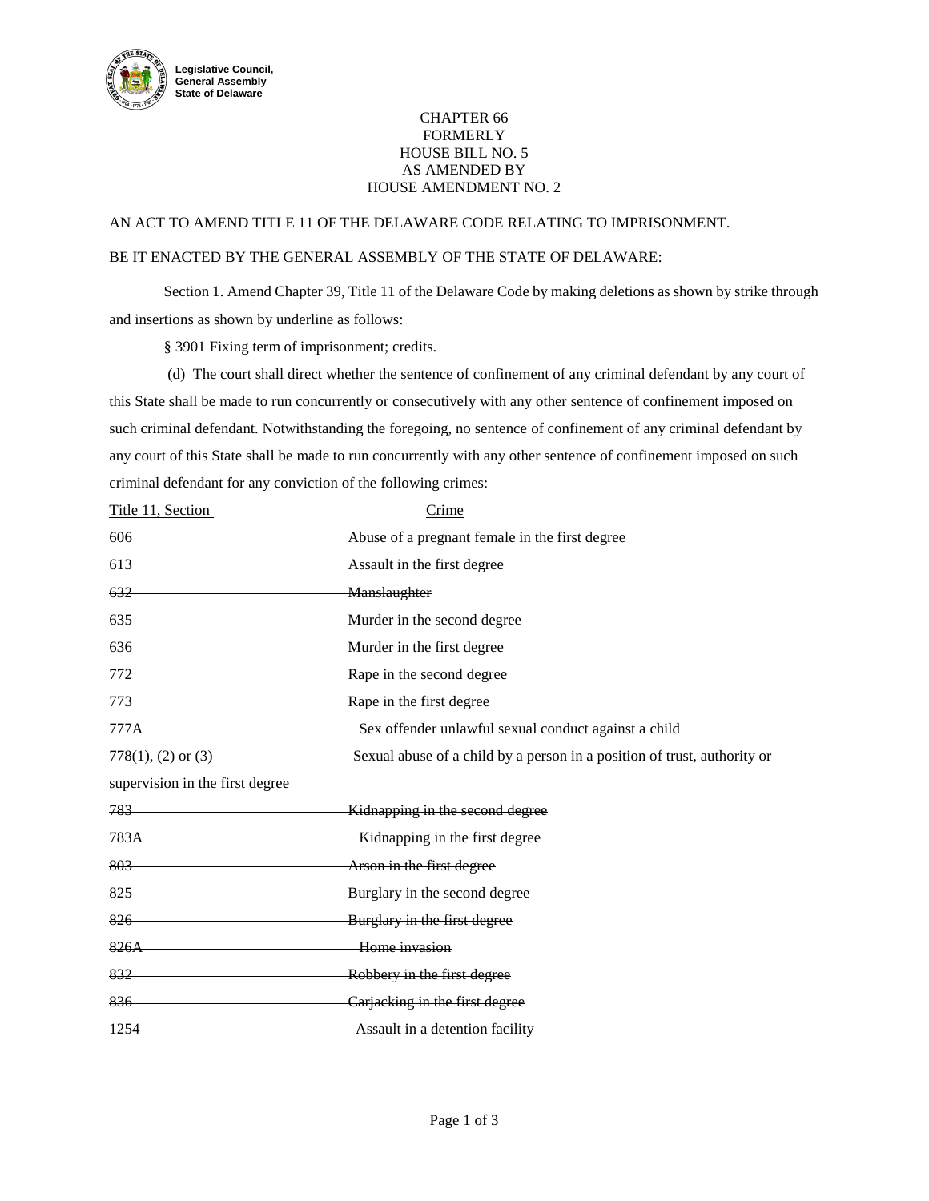Legislative Council,
General Assembly
State of Delaware

CHAPTER 66
FORMERLY
HOUSE BILL NO. 5
AS AMENDED BY
HOUSE AMENDMENT NO. 2

AN ACT TO AMEND TITLE 11 OF THE DELAWARE CODE RELATING TO IMPRISONMENT.

BE IT ENACTED BY THE GENERAL ASSEMBLY OF THE STATE OF DELAWARE:

Section 1. Amend Chapter 39, Title 11 of the Delaware Code by making deletions as shown by strike through and insertions as shown by underline as follows:

§ 3901 Fixing term of imprisonment; credits.

(d) The court shall direct whether the sentence of confinement of any criminal defendant by any court of this State shall be made to run concurrently or consecutively with any other sentence of confinement imposed on such criminal defendant. Notwithstanding the foregoing, no sentence of confinement of any criminal defendant by any court of this State shall be made to run concurrently with any other sentence of confinement imposed on such criminal defendant for any conviction of the following crimes:

| <u>Title 11, Section</u> | <u>Crime</u> |
|---|---|
| 606 | Abuse of a pregnant female in the first degree |
| 613 | Assault in the first degree |
| ~~632~~ | ~~Manslaughter~~ |
| 635 | Murder in the second degree |
| 636 | Murder in the first degree |
| 772 | Rape in the second degree |
| 773 | Rape in the first degree |
| 777A | Sex offender unlawful sexual conduct against a child |
| 778(1), (2) or (3) | Sexual abuse of a child by a person in a position of trust, authority or supervision in the first degree |
| ~~783~~ | ~~Kidnapping in the second degree~~ |
| 783A | Kidnapping in the first degree |
| ~~803~~ | ~~Arson in the first degree~~ |
| ~~825~~ | ~~Burglary in the second degree~~ |
| ~~826~~ | ~~Burglary in the first degree~~ |
| ~~826A~~ | ~~Home invasion~~ |
| ~~832~~ | ~~Robbery in the first degree~~ |
| ~~836~~ | ~~Carjacking in the first degree~~ |
| 1254 | Assault in a detention facility |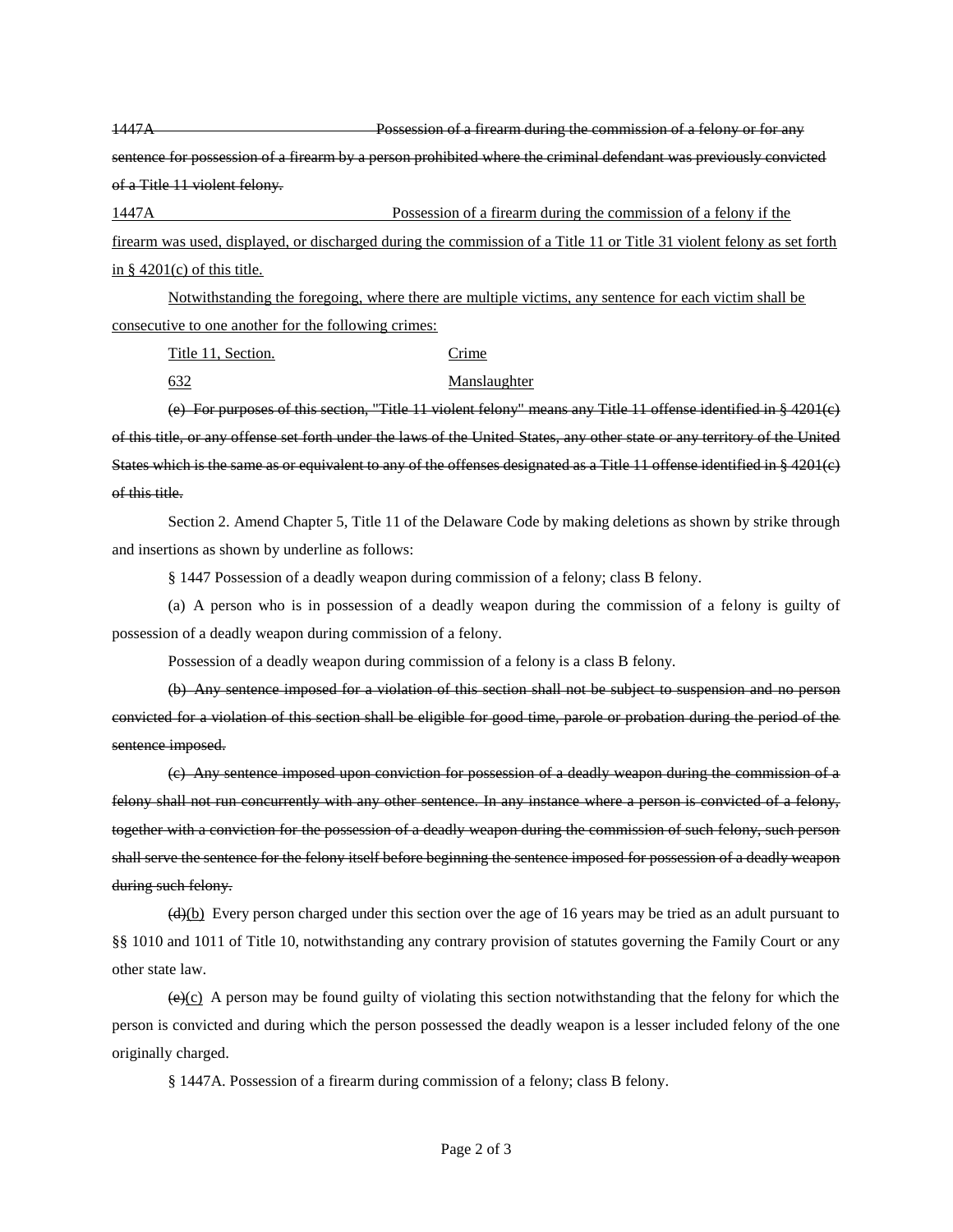~~1447A Possession of a firearm during the commission of a felony or for any sentence for possession of a firearm by a person prohibited where the criminal defendant was previously convicted of a Title 11 violent felony.~~

<u>1447A Possession of a firearm during the commission of a felony if the firearm was used, displayed, or discharged during the commission of a Title 11 or Title 31 violent felony as set forth in § 4201(c) of this title.</u>

<u>Notwithstanding the foregoing, where there are multiple victims, any sentence for each victim shall be consecutive to one another for the following crimes:</u>

| <u>Title 11, Section.</u> | <u>Crime</u> |
|---|---|
| <u>632</u> | <u>Manslaughter</u> |

~~(e) For purposes of this section, "Title 11 violent felony" means any Title 11 offense identified in § 4201(c) of this title, or any offense set forth under the laws of the United States, any other state or any territory of the United States which is the same as or equivalent to any of the offenses designated as a Title 11 offense identified in § 4201(c) of this title.~~

Section 2. Amend Chapter 5, Title 11 of the Delaware Code by making deletions as shown by strike through and insertions as shown by underline as follows:

§ 1447 Possession of a deadly weapon during commission of a felony; class B felony.

(a) A person who is in possession of a deadly weapon during the commission of a felony is guilty of possession of a deadly weapon during commission of a felony.

Possession of a deadly weapon during commission of a felony is a class B felony.

~~(b) Any sentence imposed for a violation of this section shall not be subject to suspension and no person convicted for a violation of this section shall be eligible for good time, parole or probation during the period of the sentence imposed.~~

~~(c) Any sentence imposed upon conviction for possession of a deadly weapon during the commission of a felony shall not run concurrently with any other sentence. In any instance where a person is convicted of a felony, together with a conviction for the possession of a deadly weapon during the commission of such felony, such person shall serve the sentence for the felony itself before beginning the sentence imposed for possession of a deadly weapon during such felony.~~

~~(d)~~<u>(b)</u> Every person charged under this section over the age of 16 years may be tried as an adult pursuant to §§ 1010 and 1011 of Title 10, notwithstanding any contrary provision of statutes governing the Family Court or any other state law.

~~(e)~~<u>(c)</u> A person may be found guilty of violating this section notwithstanding that the felony for which the person is convicted and during which the person possessed the deadly weapon is a lesser included felony of the one originally charged.

§ 1447A. Possession of a firearm during commission of a felony; class B felony.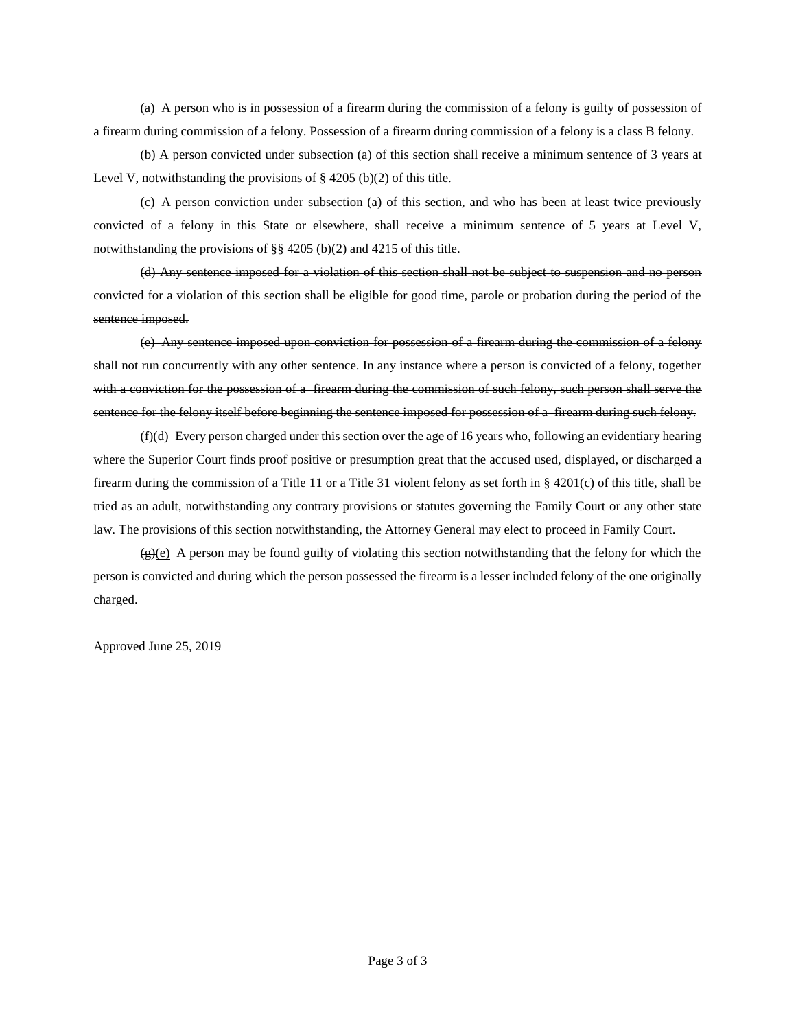(a) A person who is in possession of a firearm during the commission of a felony is guilty of possession of a firearm during commission of a felony. Possession of a firearm during commission of a felony is a class B felony.

(b) A person convicted under subsection (a) of this section shall receive a minimum sentence of 3 years at Level V, notwithstanding the provisions of § 4205 (b)(2) of this title.

(c) A person conviction under subsection (a) of this section, and who has been at least twice previously convicted of a felony in this State or elsewhere, shall receive a minimum sentence of 5 years at Level V, notwithstanding the provisions of §§ 4205 (b)(2) and 4215 of this title.

~~(d) Any sentence imposed for a violation of this section shall not be subject to suspension and no person convicted for a violation of this section shall be eligible for good time, parole or probation during the period of the sentence imposed.~~

~~(e) Any sentence imposed upon conviction for possession of a firearm during the commission of a felony shall not run concurrently with any other sentence. In any instance where a person is convicted of a felony, together with a conviction for the possession of a firearm during the commission of such felony, such person shall serve the sentence for the felony itself before beginning the sentence imposed for possession of a firearm during such felony.~~

~~(f)~~<u>(d)</u> Every person charged under this section over the age of 16 years who, following an evidentiary hearing where the Superior Court finds proof positive or presumption great that the accused used, displayed, or discharged a firearm during the commission of a Title 11 or a Title 31 violent felony as set forth in § 4201(c) of this title, shall be tried as an adult, notwithstanding any contrary provisions or statutes governing the Family Court or any other state law. The provisions of this section notwithstanding, the Attorney General may elect to proceed in Family Court.

~~(g)~~<u>(e)</u> A person may be found guilty of violating this section notwithstanding that the felony for which the person is convicted and during which the person possessed the firearm is a lesser included felony of the one originally charged.

Approved June 25, 2019